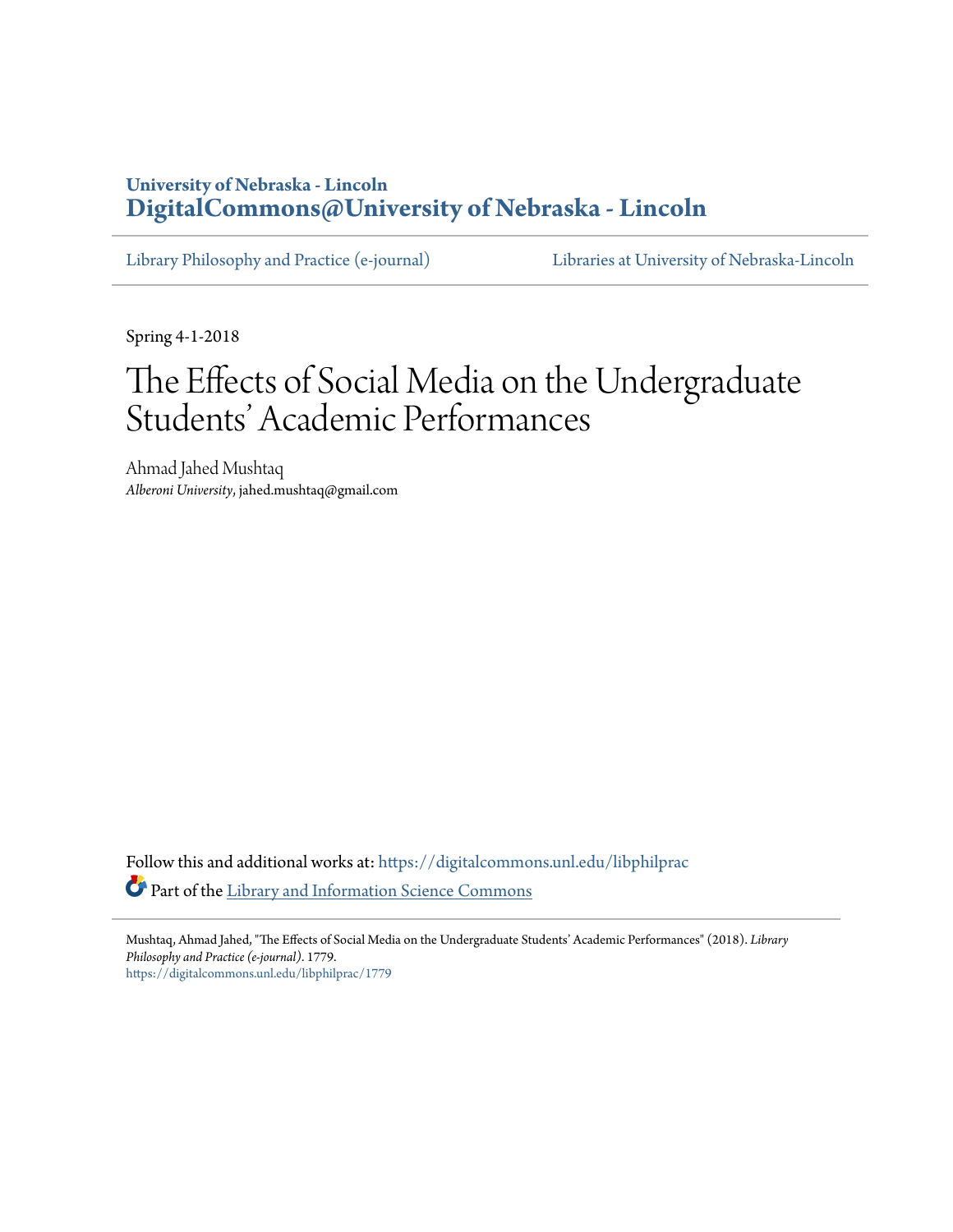University of Nebraska - Lincoln
**DigitalCommons@University of Nebraska - Lincoln**

Library Philosophy and Practice (e-journal) | Libraries at University of Nebraska-Lincoln

Spring 4-1-2018

# The Effects of Social Media on the Undergraduate Students' Academic Performances

Ahmad Jahed Mushtaq
*Alberoni University*, jahed.mushtaq@gmail.com

Follow this and additional works at: https://digitalcommons.unl.edu/libphilprac

Part of the Library and Information Science Commons

Mushtaq, Ahmad Jahed, "The Effects of Social Media on the Undergraduate Students' Academic Performances" (2018). *Library Philosophy and Practice (e-journal)*. 1779.
https://digitalcommons.unl.edu/libphilprac/1779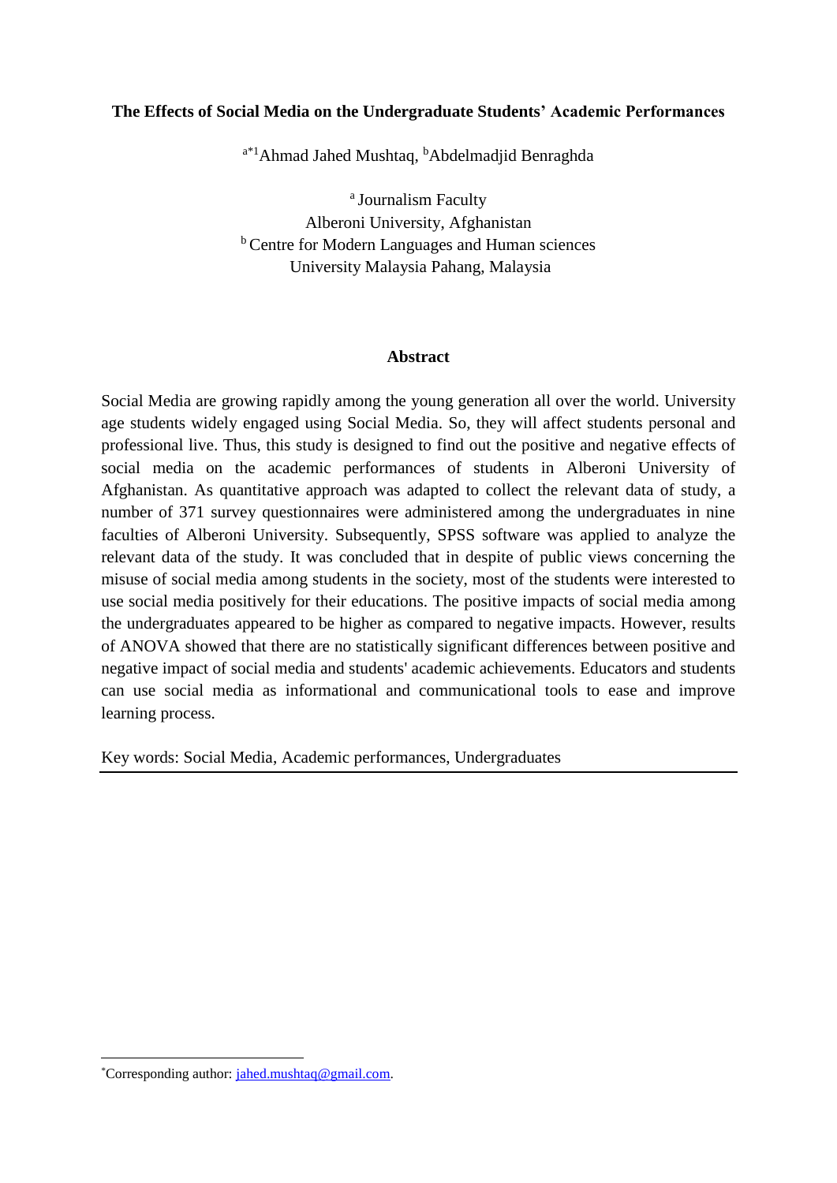**The Effects of Social Media on the Undergraduate Students' Academic Performances**

[a*1]Ahmad Jahed Mushtaq, [b]Abdelmadjid Benraghda

[a] Journalism Faculty
Alberoni University, Afghanistan
[b] Centre for Modern Languages and Human sciences
University Malaysia Pahang, Malaysia

**Abstract**

Social Media are growing rapidly among the young generation all over the world. University age students widely engaged using Social Media. So, they will affect students personal and professional live. Thus, this study is designed to find out the positive and negative effects of social media on the academic performances of students in Alberoni University of Afghanistan. As quantitative approach was adapted to collect the relevant data of study, a number of 371 survey questionnaires were administered among the undergraduates in nine faculties of Alberoni University. Subsequently, SPSS software was applied to analyze the relevant data of the study. It was concluded that in despite of public views concerning the misuse of social media among students in the society, most of the students were interested to use social media positively for their educations. The positive impacts of social media among the undergraduates appeared to be higher as compared to negative impacts. However, results of ANOVA showed that there are no statistically significant differences between positive and negative impact of social media and students' academic achievements. Educators and students can use social media as informational and communicational tools to ease and improve learning process.

Key words: Social Media, Academic performances, Undergraduates

---

[*]Corresponding author: jahed.mushtaq@gmail.com.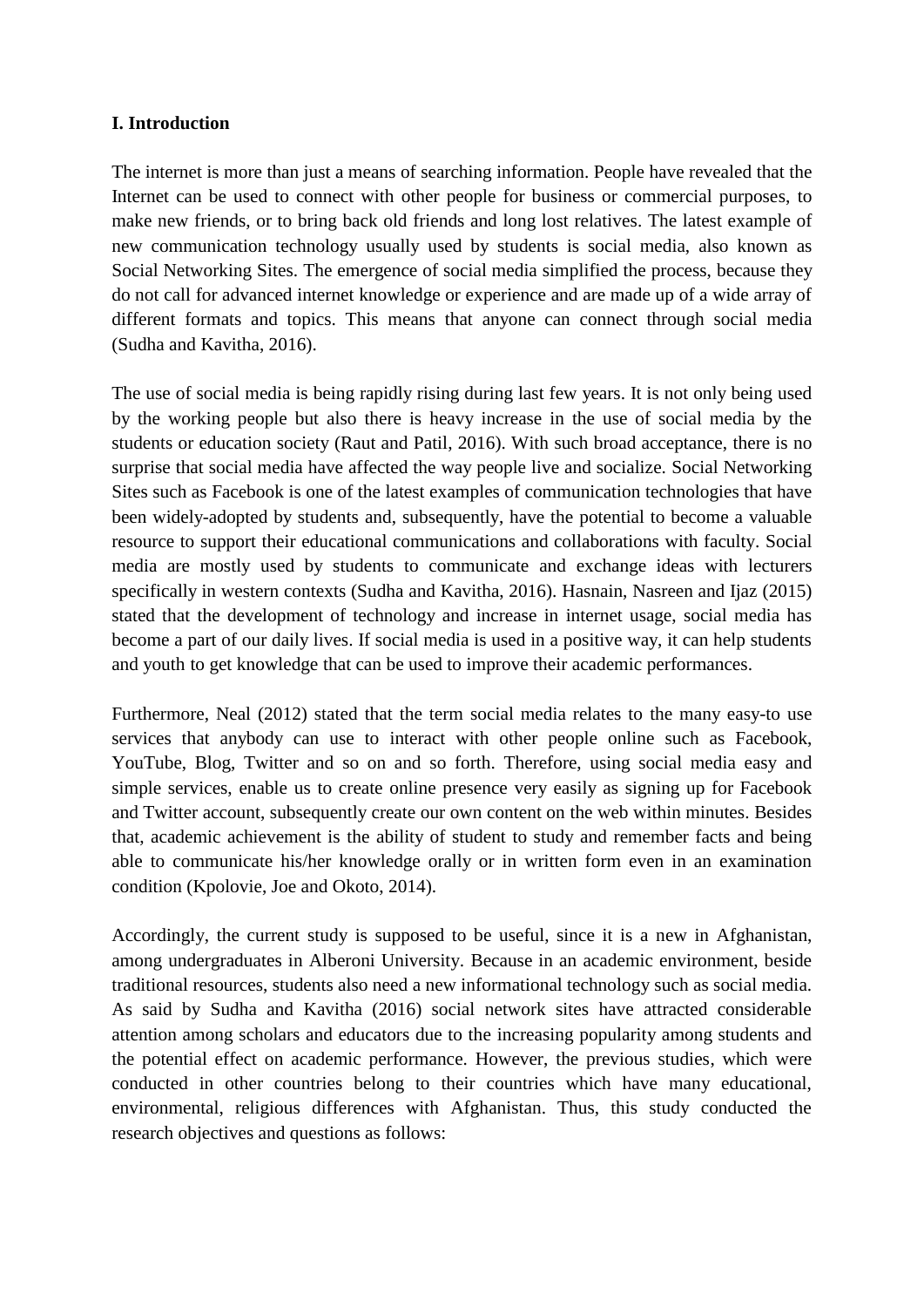**I. Introduction**

The internet is more than just a means of searching information. People have revealed that the Internet can be used to connect with other people for business or commercial purposes, to make new friends, or to bring back old friends and long lost relatives. The latest example of new communication technology usually used by students is social media, also known as Social Networking Sites. The emergence of social media simplified the process, because they do not call for advanced internet knowledge or experience and are made up of a wide array of different formats and topics. This means that anyone can connect through social media (Sudha and Kavitha, 2016).

The use of social media is being rapidly rising during last few years. It is not only being used by the working people but also there is heavy increase in the use of social media by the students or education society (Raut and Patil, 2016). With such broad acceptance, there is no surprise that social media have affected the way people live and socialize. Social Networking Sites such as Facebook is one of the latest examples of communication technologies that have been widely-adopted by students and, subsequently, have the potential to become a valuable resource to support their educational communications and collaborations with faculty. Social media are mostly used by students to communicate and exchange ideas with lecturers specifically in western contexts (Sudha and Kavitha, 2016). Hasnain, Nasreen and Ijaz (2015) stated that the development of technology and increase in internet usage, social media has become a part of our daily lives. If social media is used in a positive way, it can help students and youth to get knowledge that can be used to improve their academic performances.

Furthermore, Neal (2012) stated that the term social media relates to the many easy-to use services that anybody can use to interact with other people online such as Facebook, YouTube, Blog, Twitter and so on and so forth. Therefore, using social media easy and simple services, enable us to create online presence very easily as signing up for Facebook and Twitter account, subsequently create our own content on the web within minutes. Besides that, academic achievement is the ability of student to study and remember facts and being able to communicate his/her knowledge orally or in written form even in an examination condition (Kpolovie, Joe and Okoto, 2014).

Accordingly, the current study is supposed to be useful, since it is a new in Afghanistan, among undergraduates in Alberoni University. Because in an academic environment, beside traditional resources, students also need a new informational technology such as social media. As said by Sudha and Kavitha (2016) social network sites have attracted considerable attention among scholars and educators due to the increasing popularity among students and the potential effect on academic performance. However, the previous studies, which were conducted in other countries belong to their countries which have many educational, environmental, religious differences with Afghanistan. Thus, this study conducted the research objectives and questions as follows: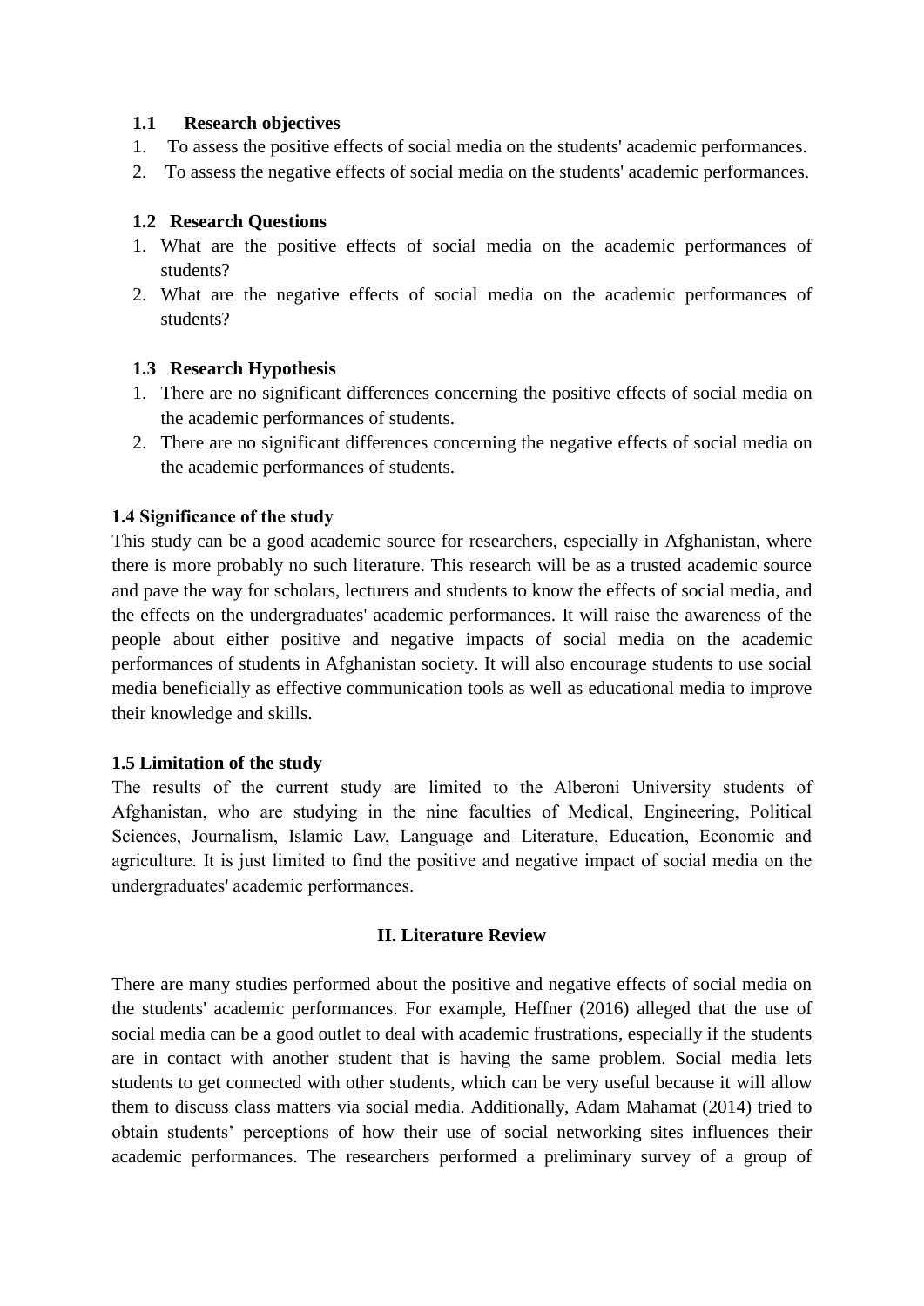### 1.1 Research objectives

1. To assess the positive effects of social media on the students' academic performances.
2. To assess the negative effects of social media on the students' academic performances.

### 1.2 Research Questions

1. What are the positive effects of social media on the academic performances of students?
2. What are the negative effects of social media on the academic performances of students?

### 1.3 Research Hypothesis

1. There are no significant differences concerning the positive effects of social media on the academic performances of students.
2. There are no significant differences concerning the negative effects of social media on the academic performances of students.

### 1.4 Significance of the study

This study can be a good academic source for researchers, especially in Afghanistan, where there is more probably no such literature. This research will be as a trusted academic source and pave the way for scholars, lecturers and students to know the effects of social media, and the effects on the undergraduates' academic performances. It will raise the awareness of the people about either positive and negative impacts of social media on the academic performances of students in Afghanistan society. It will also encourage students to use social media beneficially as effective communication tools as well as educational media to improve their knowledge and skills.

### 1.5 Limitation of the study

The results of the current study are limited to the Alberoni University students of Afghanistan, who are studying in the nine faculties of Medical, Engineering, Political Sciences, Journalism, Islamic Law, Language and Literature, Education, Economic and agriculture. It is just limited to find the positive and negative impact of social media on the undergraduates' academic performances.

## II. Literature Review

There are many studies performed about the positive and negative effects of social media on the students' academic performances. For example, Heffner (2016) alleged that the use of social media can be a good outlet to deal with academic frustrations, especially if the students are in contact with another student that is having the same problem. Social media lets students to get connected with other students, which can be very useful because it will allow them to discuss class matters via social media. Additionally, Adam Mahamat (2014) tried to obtain students' perceptions of how their use of social networking sites influences their academic performances. The researchers performed a preliminary survey of a group of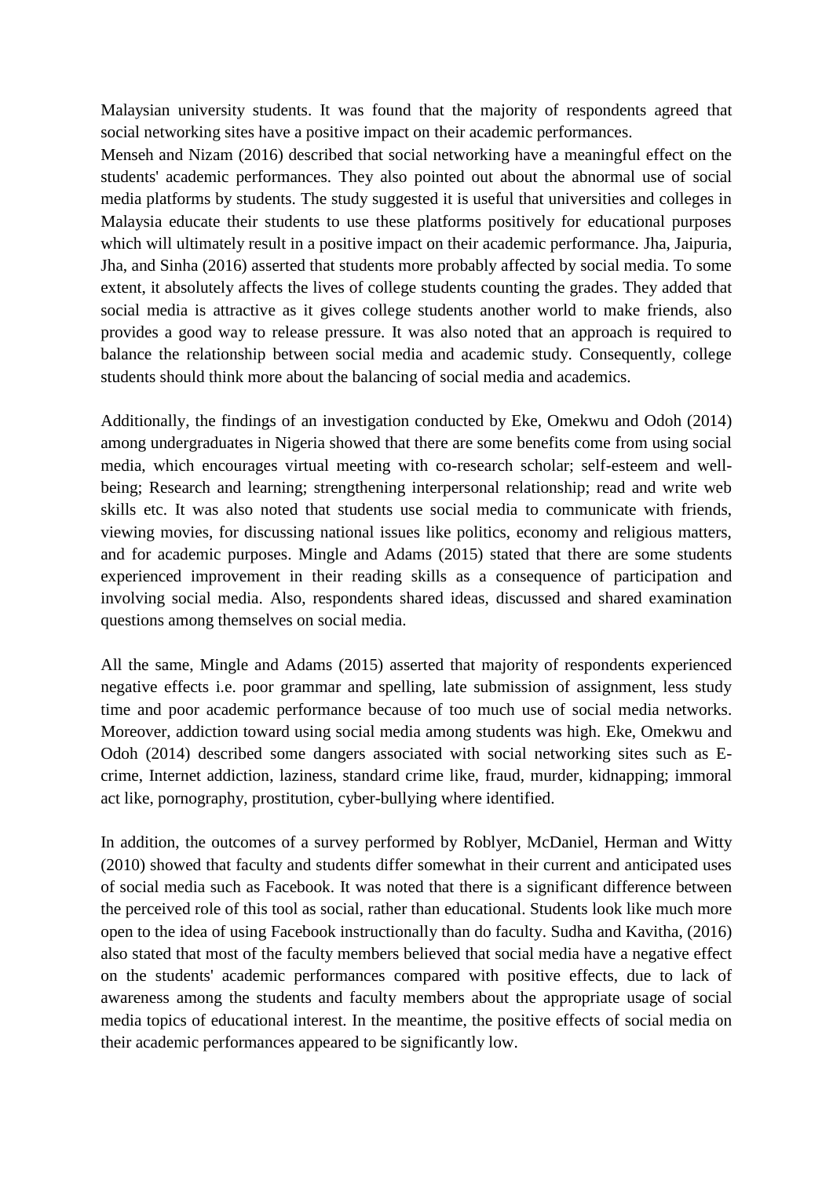Malaysian university students. It was found that the majority of respondents agreed that social networking sites have a positive impact on their academic performances.
Menseh and Nizam (2016) described that social networking have a meaningful effect on the students' academic performances. They also pointed out about the abnormal use of social media platforms by students. The study suggested it is useful that universities and colleges in Malaysia educate their students to use these platforms positively for educational purposes which will ultimately result in a positive impact on their academic performance. Jha, Jaipuria, Jha, and Sinha (2016) asserted that students more probably affected by social media. To some extent, it absolutely affects the lives of college students counting the grades. They added that social media is attractive as it gives college students another world to make friends, also provides a good way to release pressure. It was also noted that an approach is required to balance the relationship between social media and academic study. Consequently, college students should think more about the balancing of social media and academics.

Additionally, the findings of an investigation conducted by Eke, Omekwu and Odoh (2014) among undergraduates in Nigeria showed that there are some benefits come from using social media, which encourages virtual meeting with co-research scholar; self-esteem and well-being; Research and learning; strengthening interpersonal relationship; read and write web skills etc. It was also noted that students use social media to communicate with friends, viewing movies, for discussing national issues like politics, economy and religious matters, and for academic purposes. Mingle and Adams (2015) stated that there are some students experienced improvement in their reading skills as a consequence of participation and involving social media. Also, respondents shared ideas, discussed and shared examination questions among themselves on social media.

All the same, Mingle and Adams (2015) asserted that majority of respondents experienced negative effects i.e. poor grammar and spelling, late submission of assignment, less study time and poor academic performance because of too much use of social media networks. Moreover, addiction toward using social media among students was high. Eke, Omekwu and Odoh (2014) described some dangers associated with social networking sites such as E-crime, Internet addiction, laziness, standard crime like, fraud, murder, kidnapping; immoral act like, pornography, prostitution, cyber-bullying where identified.

In addition, the outcomes of a survey performed by Roblyer, McDaniel, Herman and Witty (2010) showed that faculty and students differ somewhat in their current and anticipated uses of social media such as Facebook. It was noted that there is a significant difference between the perceived role of this tool as social, rather than educational. Students look like much more open to the idea of using Facebook instructionally than do faculty. Sudha and Kavitha, (2016) also stated that most of the faculty members believed that social media have a negative effect on the students' academic performances compared with positive effects, due to lack of awareness among the students and faculty members about the appropriate usage of social media topics of educational interest. In the meantime, the positive effects of social media on their academic performances appeared to be significantly low.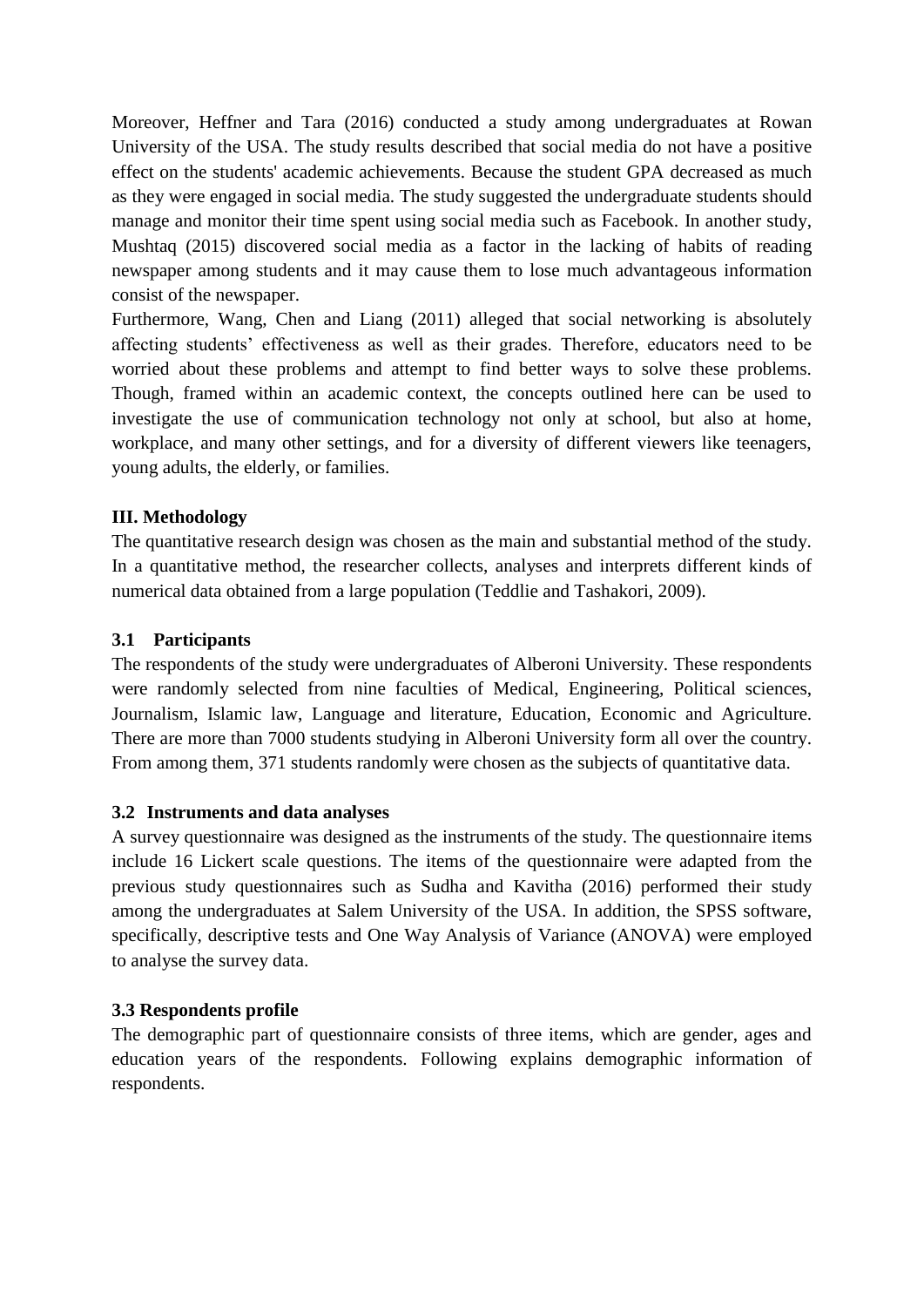Moreover, Heffner and Tara (2016) conducted a study among undergraduates at Rowan University of the USA. The study results described that social media do not have a positive effect on the students' academic achievements. Because the student GPA decreased as much as they were engaged in social media. The study suggested the undergraduate students should manage and monitor their time spent using social media such as Facebook. In another study, Mushtaq (2015) discovered social media as a factor in the lacking of habits of reading newspaper among students and it may cause them to lose much advantageous information consist of the newspaper.

Furthermore, Wang, Chen and Liang (2011) alleged that social networking is absolutely affecting students' effectiveness as well as their grades. Therefore, educators need to be worried about these problems and attempt to find better ways to solve these problems. Though, framed within an academic context, the concepts outlined here can be used to investigate the use of communication technology not only at school, but also at home, workplace, and many other settings, and for a diversity of different viewers like teenagers, young adults, the elderly, or families.

## III. Methodology

The quantitative research design was chosen as the main and substantial method of the study. In a quantitative method, the researcher collects, analyses and interprets different kinds of numerical data obtained from a large population (Teddlie and Tashakori, 2009).

### 3.1 Participants

The respondents of the study were undergraduates of Alberoni University. These respondents were randomly selected from nine faculties of Medical, Engineering, Political sciences, Journalism, Islamic law, Language and literature, Education, Economic and Agriculture. There are more than 7000 students studying in Alberoni University form all over the country. From among them, 371 students randomly were chosen as the subjects of quantitative data.

### 3.2 Instruments and data analyses

A survey questionnaire was designed as the instruments of the study. The questionnaire items include 16 Lickert scale questions. The items of the questionnaire were adapted from the previous study questionnaires such as Sudha and Kavitha (2016) performed their study among the undergraduates at Salem University of the USA. In addition, the SPSS software, specifically, descriptive tests and One Way Analysis of Variance (ANOVA) were employed to analyse the survey data.

### 3.3 Respondents profile

The demographic part of questionnaire consists of three items, which are gender, ages and education years of the respondents. Following explains demographic information of respondents.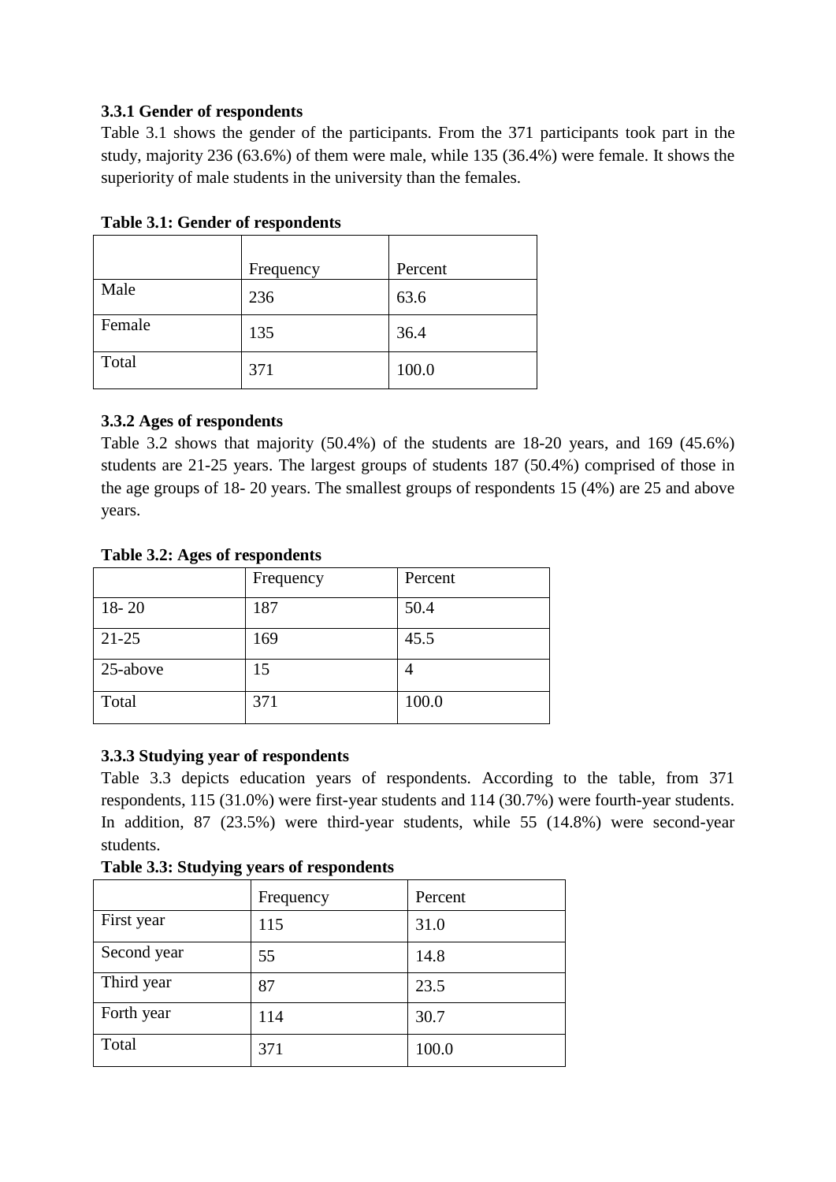### 3.3.1 Gender of respondents

Table 3.1 shows the gender of the participants. From the 371 participants took part in the study, majority 236 (63.6%) of them were male, while 135 (36.4%) were female. It shows the superiority of male students in the university than the females.

**Table 3.1: Gender of respondents**

| | Frequency | Percent |
|---|---|---|
| Male | 236 | 63.6 |
| Female | 135 | 36.4 |
| Total | 371 | 100.0 |

### 3.3.2 Ages of respondents

Table 3.2 shows that majority (50.4%) of the students are 18-20 years, and 169 (45.6%) students are 21-25 years. The largest groups of students 187 (50.4%) comprised of those in the age groups of 18- 20 years. The smallest groups of respondents 15 (4%) are 25 and above years.

**Table 3.2: Ages of respondents**

| | Frequency | Percent |
|---|---|---|
| 18- 20 | 187 | 50.4 |
| 21-25 | 169 | 45.5 |
| 25-above | 15 | 4 |
| Total | 371 | 100.0 |

### 3.3.3 Studying year of respondents

Table 3.3 depicts education years of respondents. According to the table, from 371 respondents, 115 (31.0%) were first-year students and 114 (30.7%) were fourth-year students. In addition, 87 (23.5%) were third-year students, while 55 (14.8%) were second-year students.

**Table 3.3: Studying years of respondents**

| | Frequency | Percent |
|---|---|---|
| First year | 115 | 31.0 |
| Second year | 55 | 14.8 |
| Third year | 87 | 23.5 |
| Forth year | 114 | 30.7 |
| Total | 371 | 100.0 |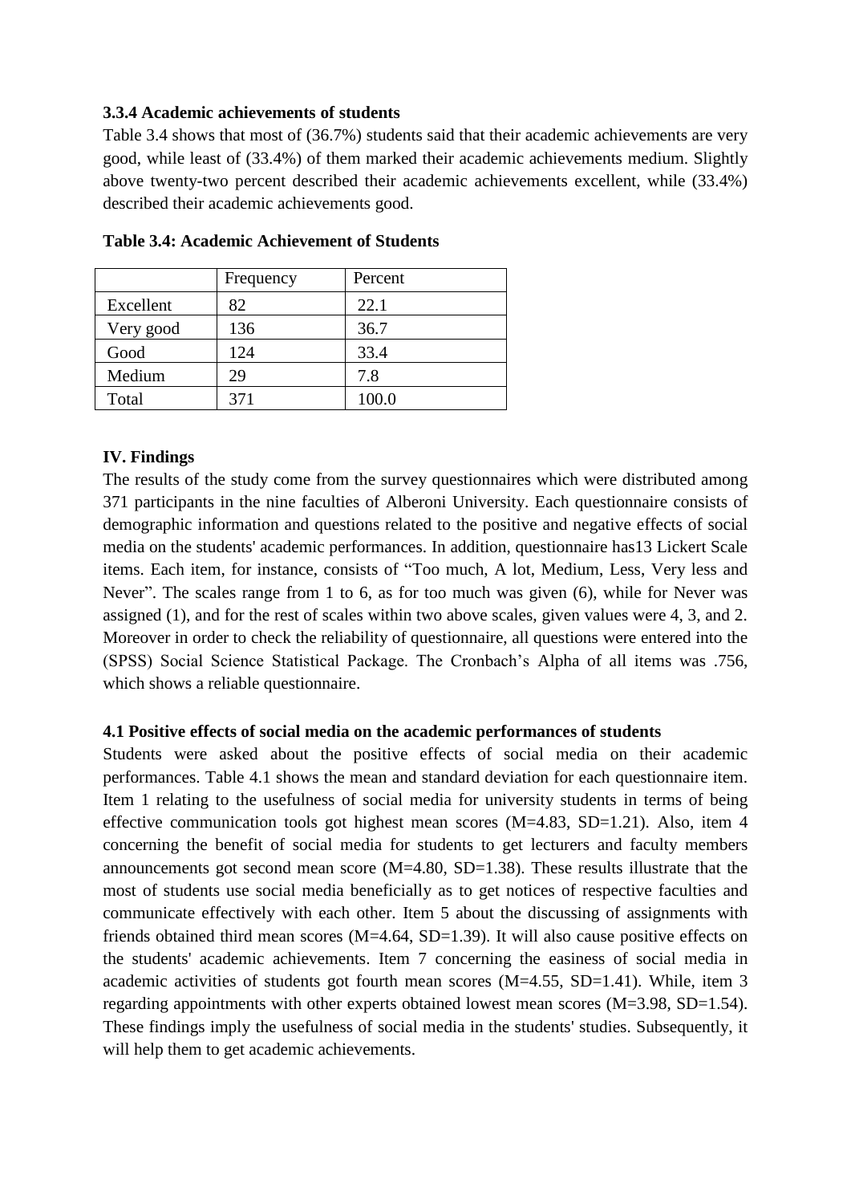### 3.3.4 Academic achievements of students

Table 3.4 shows that most of (36.7%) students said that their academic achievements are very good, while least of (33.4%) of them marked their academic achievements medium. Slightly above twenty-two percent described their academic achievements excellent, while (33.4%) described their academic achievements good.

**Table 3.4: Academic Achievement of Students**

| | Frequency | Percent |
|---|---|---|
| Excellent | 82 | 22.1 |
| Very good | 136 | 36.7 |
| Good | 124 | 33.4 |
| Medium | 29 | 7.8 |
| Total | 371 | 100.0 |

## IV. Findings

The results of the study come from the survey questionnaires which were distributed among 371 participants in the nine faculties of Alberoni University. Each questionnaire consists of demographic information and questions related to the positive and negative effects of social media on the students' academic performances. In addition, questionnaire has13 Lickert Scale items. Each item, for instance, consists of "Too much, A lot, Medium, Less, Very less and Never". The scales range from 1 to 6, as for too much was given (6), while for Never was assigned (1), and for the rest of scales within two above scales, given values were 4, 3, and 2. Moreover in order to check the reliability of questionnaire, all questions were entered into the (SPSS) Social Science Statistical Package. The Cronbach's Alpha of all items was .756, which shows a reliable questionnaire.

### 4.1 Positive effects of social media on the academic performances of students

Students were asked about the positive effects of social media on their academic performances. Table 4.1 shows the mean and standard deviation for each questionnaire item. Item 1 relating to the usefulness of social media for university students in terms of being effective communication tools got highest mean scores (M=4.83, SD=1.21). Also, item 4 concerning the benefit of social media for students to get lecturers and faculty members announcements got second mean score (M=4.80, SD=1.38). These results illustrate that the most of students use social media beneficially as to get notices of respective faculties and communicate effectively with each other. Item 5 about the discussing of assignments with friends obtained third mean scores (M=4.64, SD=1.39). It will also cause positive effects on the students' academic achievements. Item 7 concerning the easiness of social media in academic activities of students got fourth mean scores (M=4.55, SD=1.41). While, item 3 regarding appointments with other experts obtained lowest mean scores (M=3.98, SD=1.54). These findings imply the usefulness of social media in the students' studies. Subsequently, it will help them to get academic achievements.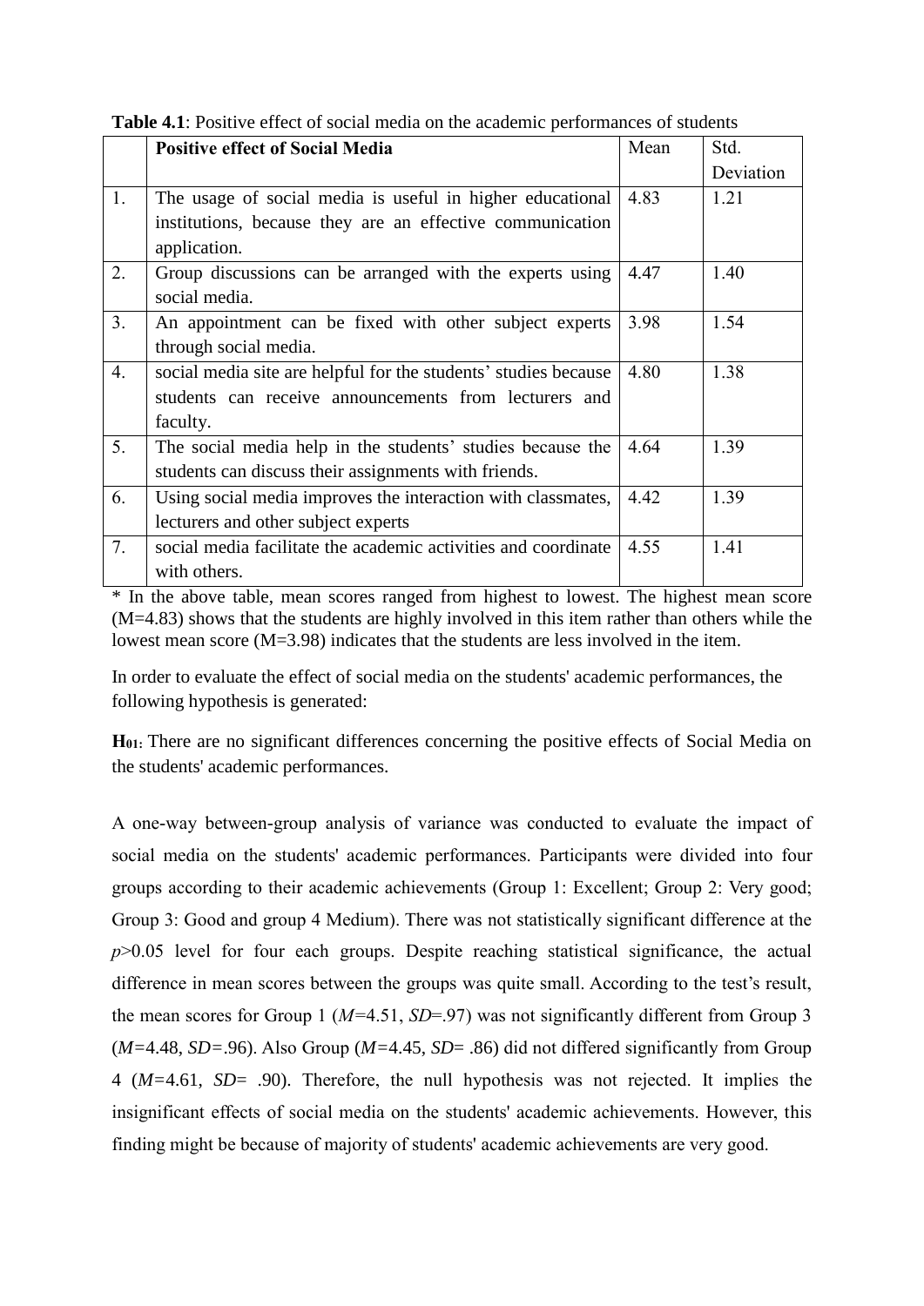**Table 4.1**: Positive effect of social media on the academic performances of students

| | **Positive effect of Social Media** | Mean | Std. Deviation |
|---|---|---|---|
| 1. | The usage of social media is useful in higher educational institutions, because they are an effective communication application. | 4.83 | 1.21 |
| 2. | Group discussions can be arranged with the experts using social media. | 4.47 | 1.40 |
| 3. | An appointment can be fixed with other subject experts through social media. | 3.98 | 1.54 |
| 4. | social media site are helpful for the students' studies because students can receive announcements from lecturers and faculty. | 4.80 | 1.38 |
| 5. | The social media help in the students' studies because the students can discuss their assignments with friends. | 4.64 | 1.39 |
| 6. | Using social media improves the interaction with classmates, lecturers and other subject experts | 4.42 | 1.39 |
| 7. | social media facilitate the academic activities and coordinate with others. | 4.55 | 1.41 |

* In the above table, mean scores ranged from highest to lowest. The highest mean score (M=4.83) shows that the students are highly involved in this item rather than others while the lowest mean score (M=3.98) indicates that the students are less involved in the item.

In order to evaluate the effect of social media on the students' academic performances, the following hypothesis is generated:

**H01:** There are no significant differences concerning the positive effects of Social Media on the students' academic performances.

A one-way between-group analysis of variance was conducted to evaluate the impact of social media on the students' academic performances. Participants were divided into four groups according to their academic achievements (Group 1: Excellent; Group 2: Very good; Group 3: Good and group 4 Medium). There was not statistically significant difference at the $p>0.05$ level for four each groups. Despite reaching statistical significance, the actual difference in mean scores between the groups was quite small. According to the test's result, the mean scores for Group 1 ($M=4.51$, $SD=.97$) was not significantly different from Group 3 ($M=4.48$, $SD=.96$). Also Group ($M=4.45$, $SD=.86$) did not differed significantly from Group 4 ($M=4.61$, $SD=.90$). Therefore, the null hypothesis was not rejected. It implies the insignificant effects of social media on the students' academic achievements. However, this finding might be because of majority of students' academic achievements are very good.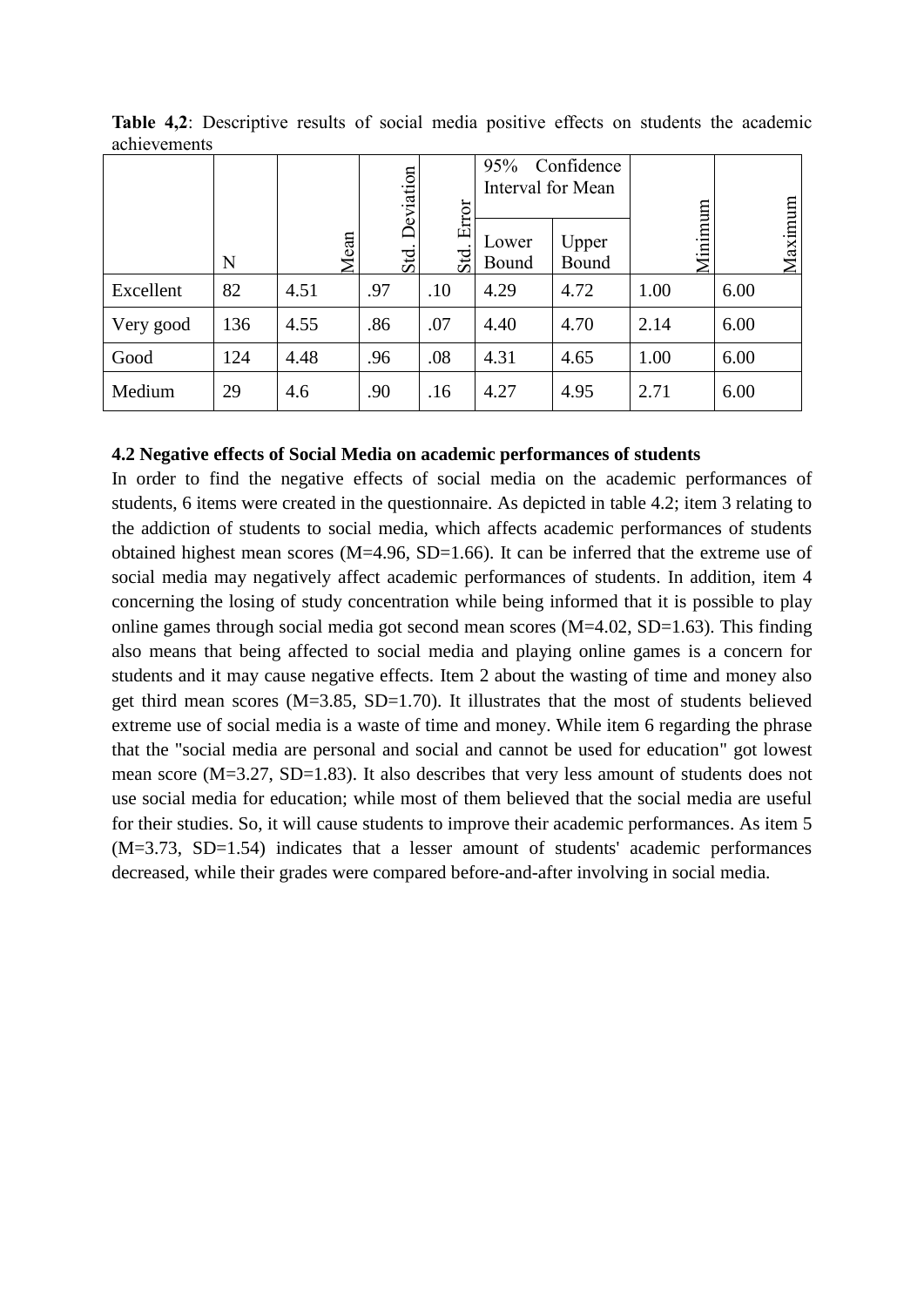**Table 4,2**: Descriptive results of social media positive effects on students the academic achievements

| | N | Mean | Std. Deviation | Std. Error | 95% Confidence Interval for Mean | | Minimum | Maximum |
|---|---|---|---|---|---|---|---|---|
| | | | | | Lower Bound | Upper Bound | | |
| Excellent | 82 | 4.51 | .97 | .10 | 4.29 | 4.72 | 1.00 | 6.00 |
| Very good | 136 | 4.55 | .86 | .07 | 4.40 | 4.70 | 2.14 | 6.00 |
| Good | 124 | 4.48 | .96 | .08 | 4.31 | 4.65 | 1.00 | 6.00 |
| Medium | 29 | 4.6 | .90 | .16 | 4.27 | 4.95 | 2.71 | 6.00 |

**4.2 Negative effects of Social Media on academic performances of students**

In order to find the negative effects of social media on the academic performances of students, 6 items were created in the questionnaire. As depicted in table 4.2; item 3 relating to the addiction of students to social media, which affects academic performances of students obtained highest mean scores (M=4.96, SD=1.66). It can be inferred that the extreme use of social media may negatively affect academic performances of students. In addition, item 4 concerning the losing of study concentration while being informed that it is possible to play online games through social media got second mean scores (M=4.02, SD=1.63). This finding also means that being affected to social media and playing online games is a concern for students and it may cause negative effects. Item 2 about the wasting of time and money also get third mean scores (M=3.85, SD=1.70). It illustrates that the most of students believed extreme use of social media is a waste of time and money. While item 6 regarding the phrase that the "social media are personal and social and cannot be used for education" got lowest mean score (M=3.27, SD=1.83). It also describes that very less amount of students does not use social media for education; while most of them believed that the social media are useful for their studies. So, it will cause students to improve their academic performances. As item 5 (M=3.73, SD=1.54) indicates that a lesser amount of students' academic performances decreased, while their grades were compared before-and-after involving in social media.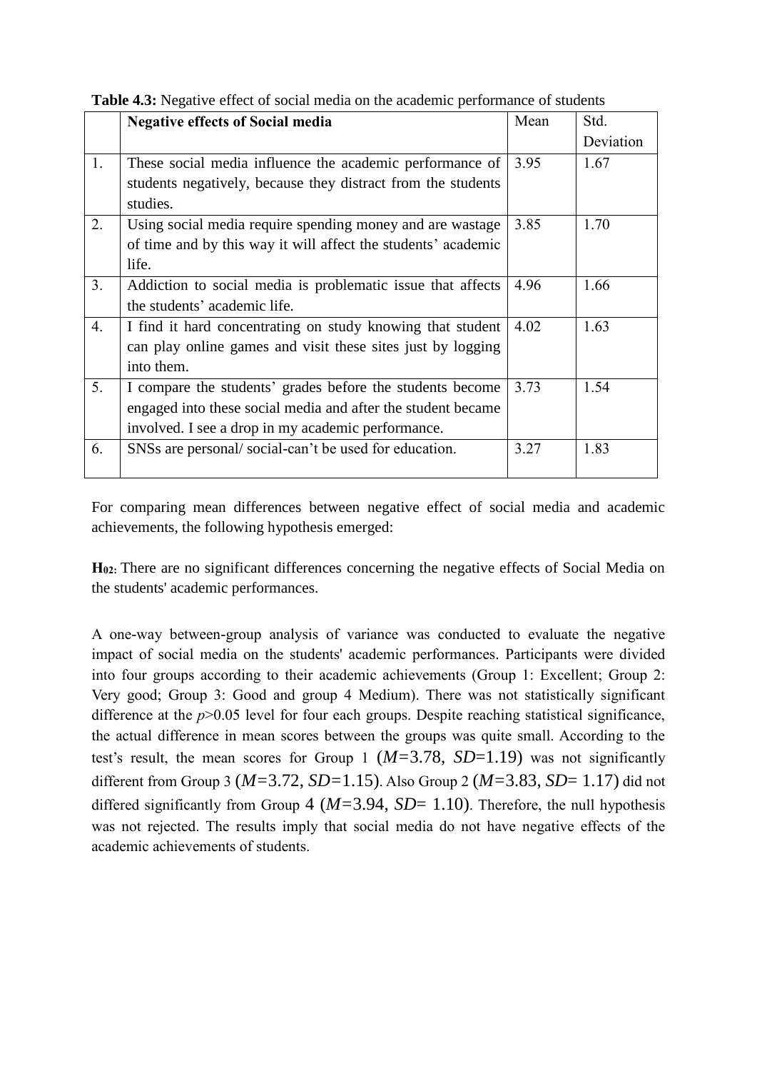**Table 4.3:** Negative effect of social media on the academic performance of students

| | Negative effects of Social media | Mean | Std. Deviation |
|---|---|---|---|
| 1. | These social media influence the academic performance of students negatively, because they distract from the students studies. | 3.95 | 1.67 |
| 2. | Using social media require spending money and are wastage of time and by this way it will affect the students' academic life. | 3.85 | 1.70 |
| 3. | Addiction to social media is problematic issue that affects the students' academic life. | 4.96 | 1.66 |
| 4. | I find it hard concentrating on study knowing that student can play online games and visit these sites just by logging into them. | 4.02 | 1.63 |
| 5. | I compare the students' grades before the students become engaged into these social media and after the student became involved. I see a drop in my academic performance. | 3.73 | 1.54 |
| 6. | SNSs are personal/ social-can't be used for education. | 3.27 | 1.83 |

For comparing mean differences between negative effect of social media and academic achievements, the following hypothesis emerged:

**$H_{02}$:** There are no significant differences concerning the negative effects of Social Media on the students' academic performances.

A one-way between-group analysis of variance was conducted to evaluate the negative impact of social media on the students' academic performances. Participants were divided into four groups according to their academic achievements (Group 1: Excellent; Group 2: Very good; Group 3: Good and group 4 Medium). There was not statistically significant difference at the $p>0.05$ level for four each groups. Despite reaching statistical significance, the actual difference in mean scores between the groups was quite small. According to the test's result, the mean scores for Group 1 ($M=3.78$, $SD=1.19$) was not significantly different from Group 3 ($M=3.72$, $SD=1.15$). Also Group 2 ($M=3.83$, $SD= 1.17$) did not differed significantly from Group 4 ($M=3.94$, $SD= 1.10$). Therefore, the null hypothesis was not rejected. The results imply that social media do not have negative effects of the academic achievements of students.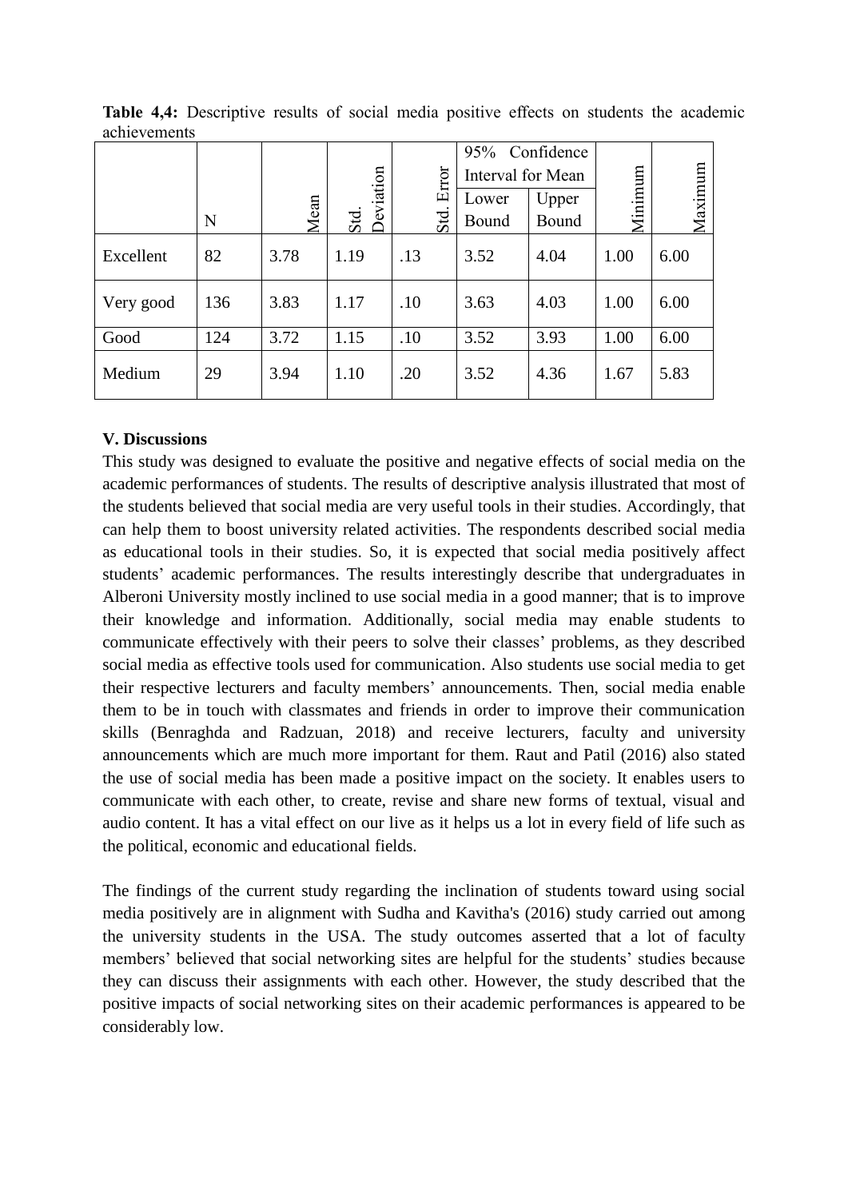**Table 4,4:** Descriptive results of social media positive effects on students the academic achievements

| | N | Mean | Std. Deviation | Std. Error | 95% Confidence Interval for Mean | | Minimum | Maximum |
|---|---|---|---|---|---|---|---|---|
| | | | | | Lower Bound | Upper Bound | | |
| Excellent | 82 | 3.78 | 1.19 | .13 | 3.52 | 4.04 | 1.00 | 6.00 |
| Very good | 136 | 3.83 | 1.17 | .10 | 3.63 | 4.03 | 1.00 | 6.00 |
| Good | 124 | 3.72 | 1.15 | .10 | 3.52 | 3.93 | 1.00 | 6.00 |
| Medium | 29 | 3.94 | 1.10 | .20 | 3.52 | 4.36 | 1.67 | 5.83 |

## V. Discussions

This study was designed to evaluate the positive and negative effects of social media on the academic performances of students. The results of descriptive analysis illustrated that most of the students believed that social media are very useful tools in their studies. Accordingly, that can help them to boost university related activities. The respondents described social media as educational tools in their studies. So, it is expected that social media positively affect students' academic performances. The results interestingly describe that undergraduates in Alberoni University mostly inclined to use social media in a good manner; that is to improve their knowledge and information. Additionally, social media may enable students to communicate effectively with their peers to solve their classes' problems, as they described social media as effective tools used for communication. Also students use social media to get their respective lecturers and faculty members' announcements. Then, social media enable them to be in touch with classmates and friends in order to improve their communication skills (Benraghda and Radzuan, 2018) and receive lecturers, faculty and university announcements which are much more important for them. Raut and Patil (2016) also stated the use of social media has been made a positive impact on the society. It enables users to communicate with each other, to create, revise and share new forms of textual, visual and audio content. It has a vital effect on our live as it helps us a lot in every field of life such as the political, economic and educational fields.

The findings of the current study regarding the inclination of students toward using social media positively are in alignment with Sudha and Kavitha's (2016) study carried out among the university students in the USA. The study outcomes asserted that a lot of faculty members' believed that social networking sites are helpful for the students' studies because they can discuss their assignments with each other. However, the study described that the positive impacts of social networking sites on their academic performances is appeared to be considerably low.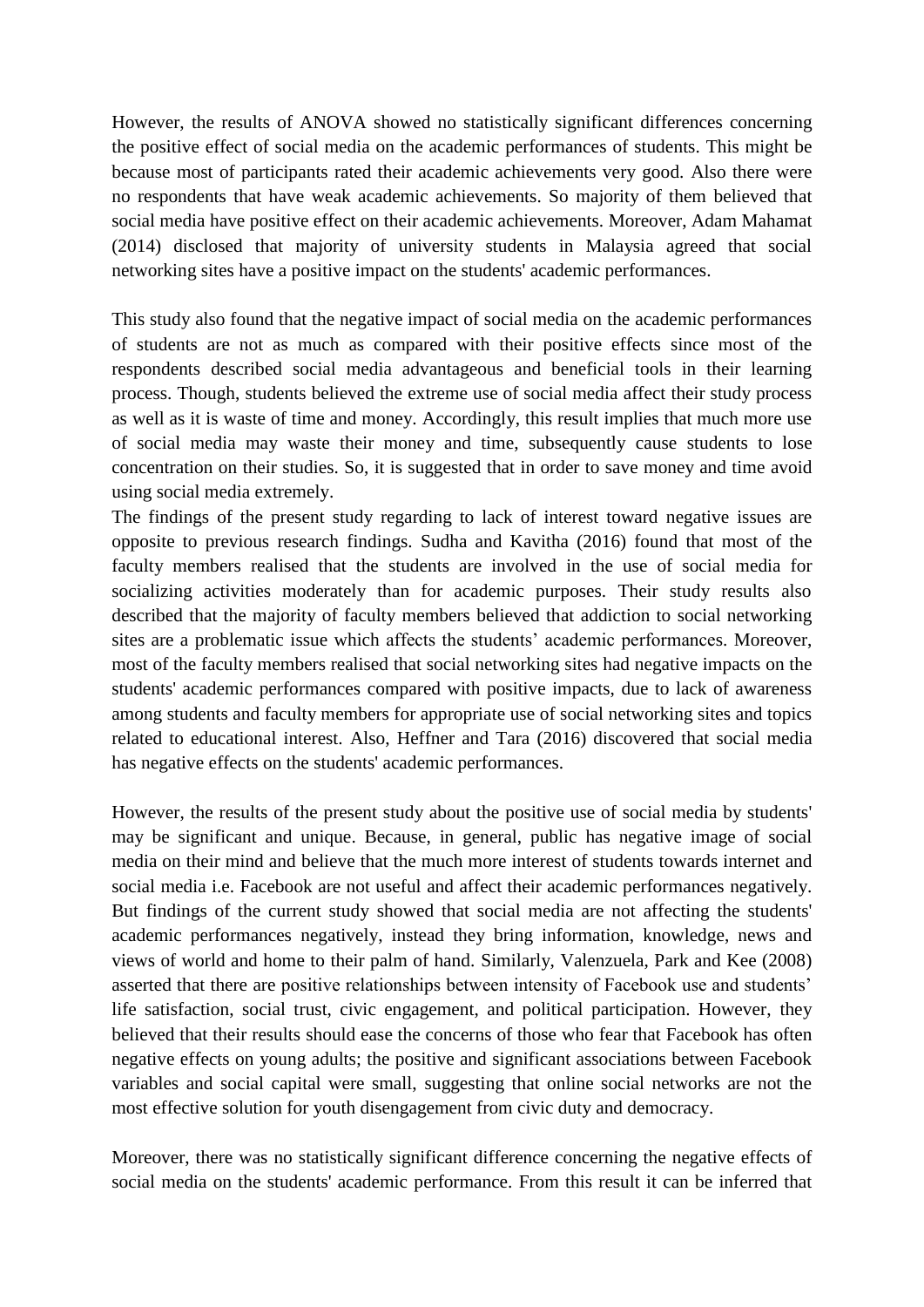However, the results of ANOVA showed no statistically significant differences concerning the positive effect of social media on the academic performances of students. This might be because most of participants rated their academic achievements very good. Also there were no respondents that have weak academic achievements. So majority of them believed that social media have positive effect on their academic achievements. Moreover, Adam Mahamat (2014) disclosed that majority of university students in Malaysia agreed that social networking sites have a positive impact on the students' academic performances.

This study also found that the negative impact of social media on the academic performances of students are not as much as compared with their positive effects since most of the respondents described social media advantageous and beneficial tools in their learning process. Though, students believed the extreme use of social media affect their study process as well as it is waste of time and money. Accordingly, this result implies that much more use of social media may waste their money and time, subsequently cause students to lose concentration on their studies. So, it is suggested that in order to save money and time avoid using social media extremely.

The findings of the present study regarding to lack of interest toward negative issues are opposite to previous research findings. Sudha and Kavitha (2016) found that most of the faculty members realised that the students are involved in the use of social media for socializing activities moderately than for academic purposes. Their study results also described that the majority of faculty members believed that addiction to social networking sites are a problematic issue which affects the students' academic performances. Moreover, most of the faculty members realised that social networking sites had negative impacts on the students' academic performances compared with positive impacts, due to lack of awareness among students and faculty members for appropriate use of social networking sites and topics related to educational interest. Also, Heffner and Tara (2016) discovered that social media has negative effects on the students' academic performances.

However, the results of the present study about the positive use of social media by students' may be significant and unique. Because, in general, public has negative image of social media on their mind and believe that the much more interest of students towards internet and social media i.e. Facebook are not useful and affect their academic performances negatively. But findings of the current study showed that social media are not affecting the students' academic performances negatively, instead they bring information, knowledge, news and views of world and home to their palm of hand. Similarly, Valenzuela, Park and Kee (2008) asserted that there are positive relationships between intensity of Facebook use and students' life satisfaction, social trust, civic engagement, and political participation. However, they believed that their results should ease the concerns of those who fear that Facebook has often negative effects on young adults; the positive and significant associations between Facebook variables and social capital were small, suggesting that online social networks are not the most effective solution for youth disengagement from civic duty and democracy.

Moreover, there was no statistically significant difference concerning the negative effects of social media on the students' academic performance. From this result it can be inferred that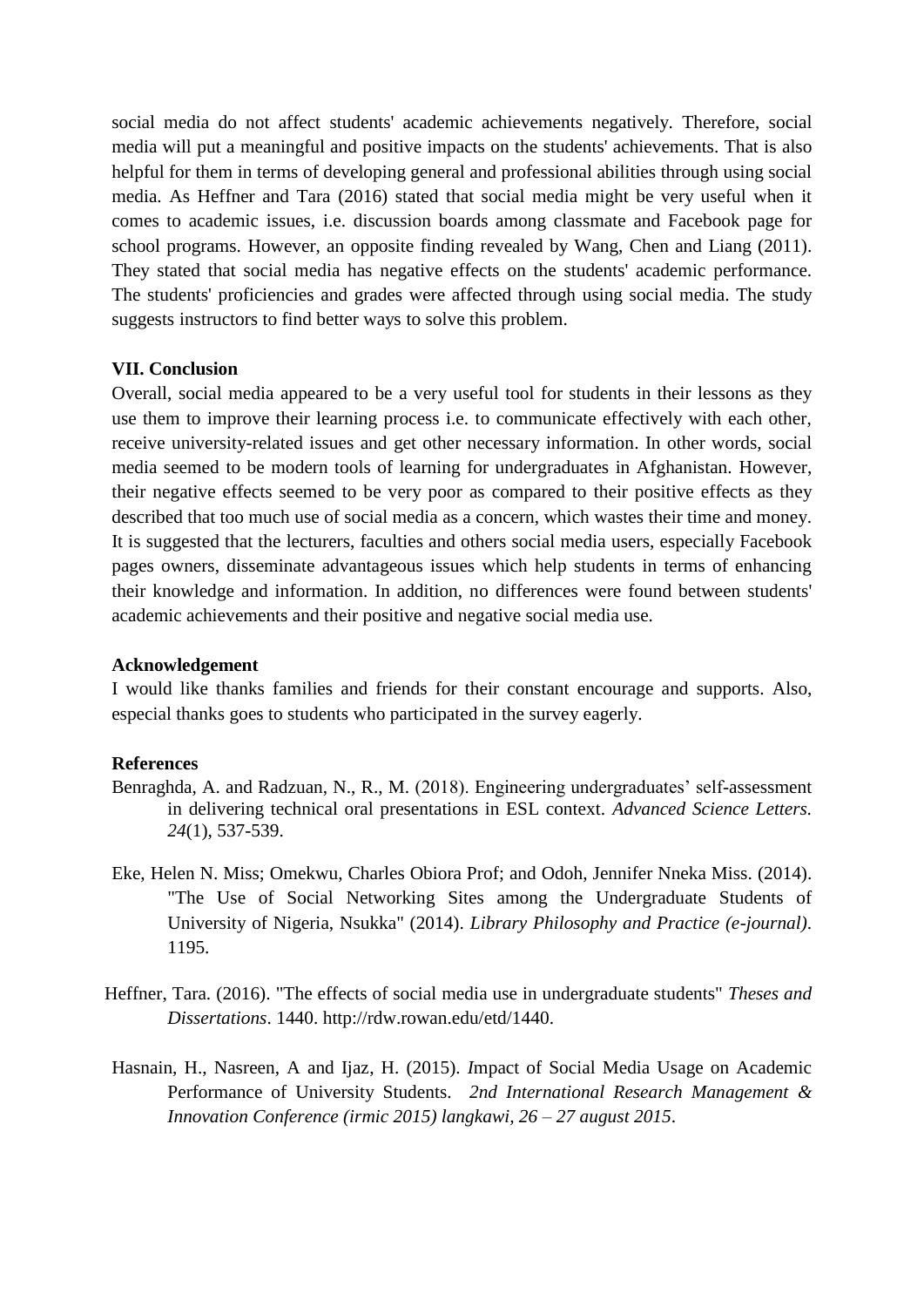social media do not affect students' academic achievements negatively. Therefore, social media will put a meaningful and positive impacts on the students' achievements. That is also helpful for them in terms of developing general and professional abilities through using social media. As Heffner and Tara (2016) stated that social media might be very useful when it comes to academic issues, i.e. discussion boards among classmate and Facebook page for school programs. However, an opposite finding revealed by Wang, Chen and Liang (2011). They stated that social media has negative effects on the students' academic performance. The students' proficiencies and grades were affected through using social media. The study suggests instructors to find better ways to solve this problem.

## VII. Conclusion

Overall, social media appeared to be a very useful tool for students in their lessons as they use them to improve their learning process i.e. to communicate effectively with each other, receive university-related issues and get other necessary information. In other words, social media seemed to be modern tools of learning for undergraduates in Afghanistan. However, their negative effects seemed to be very poor as compared to their positive effects as they described that too much use of social media as a concern, which wastes their time and money. It is suggested that the lecturers, faculties and others social media users, especially Facebook pages owners, disseminate advantageous issues which help students in terms of enhancing their knowledge and information. In addition, no differences were found between students' academic achievements and their positive and negative social media use.

## Acknowledgement

I would like thanks families and friends for their constant encourage and supports. Also, especial thanks goes to students who participated in the survey eagerly.

## References

Benraghda, A. and Radzuan, N., R., M. (2018). Engineering undergraduates' self-assessment in delivering technical oral presentations in ESL context. *Advanced Science Letters. 24*(1), 537-539.

Eke, Helen N. Miss; Omekwu, Charles Obiora Prof; and Odoh, Jennifer Nneka Miss. (2014). "The Use of Social Networking Sites among the Undergraduate Students of University of Nigeria, Nsukka" (2014). *Library Philosophy and Practice (e-journal)*. 1195.

Heffner, Tara. (2016). "The effects of social media use in undergraduate students" *Theses and Dissertations*. 1440. http://rdw.rowan.edu/etd/1440.

Hasnain, H., Nasreen, A and Ijaz, H. (2015). *I*mpact of Social Media Usage on Academic Performance of University Students. *2nd International Research Management & Innovation Conference (irmic 2015) langkawi, 26 – 27 august 2015*.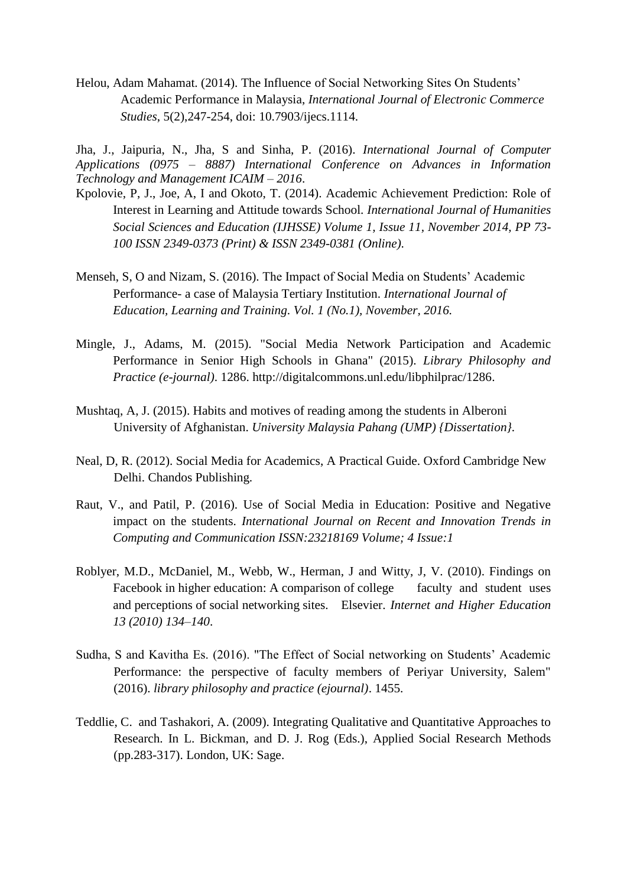Helou, Adam Mahamat. (2014). The Influence of Social Networking Sites On Students' Academic Performance in Malaysia, *International Journal of Electronic Commerce Studies*, 5(2),247-254, doi: 10.7903/ijecs.1114.

Jha, J., Jaipuria, N., Jha, S and Sinha, P. (2016). *International Journal of Computer Applications (0975 – 8887) International Conference on Advances in Information Technology and Management ICAIM – 2016*.

Kpolovie, P, J., Joe, A, I and Okoto, T. (2014). Academic Achievement Prediction: Role of Interest in Learning and Attitude towards School. *International Journal of Humanities Social Sciences and Education (IJHSSE) Volume 1, Issue 11, November 2014, PP 73-100 ISSN 2349-0373 (Print) & ISSN 2349-0381 (Online)*.

Menseh, S, O and Nizam, S. (2016). The Impact of Social Media on Students' Academic Performance- a case of Malaysia Tertiary Institution. *International Journal of Education, Learning and Training. Vol. 1 (No.1), November, 2016.*

Mingle, J., Adams, M. (2015). "Social Media Network Participation and Academic Performance in Senior High Schools in Ghana" (2015). *Library Philosophy and Practice (e-journal)*. 1286. http://digitalcommons.unl.edu/libphilprac/1286.

Mushtaq, A, J. (2015). Habits and motives of reading among the students in Alberoni University of Afghanistan. *University Malaysia Pahang (UMP) {Dissertation}.*

Neal, D, R. (2012). Social Media for Academics, A Practical Guide. Oxford Cambridge New Delhi. Chandos Publishing.

Raut, V., and Patil, P. (2016). Use of Social Media in Education: Positive and Negative impact on the students. *International Journal on Recent and Innovation Trends in Computing and Communication ISSN:23218169 Volume; 4 Issue:1*

Roblyer, M.D., McDaniel, M., Webb, W., Herman, J and Witty, J, V. (2010). Findings on Facebook in higher education: A comparison of college faculty and student uses and perceptions of social networking sites. Elsevier. *Internet and Higher Education 13 (2010) 134–140*.

Sudha, S and Kavitha Es. (2016). "The Effect of Social networking on Students' Academic Performance: the perspective of faculty members of Periyar University, Salem" (2016). *library philosophy and practice (ejournal)*. 1455.

Teddlie, C. and Tashakori, A. (2009). Integrating Qualitative and Quantitative Approaches to Research. In L. Bickman, and D. J. Rog (Eds.), Applied Social Research Methods (pp.283-317). London, UK: Sage.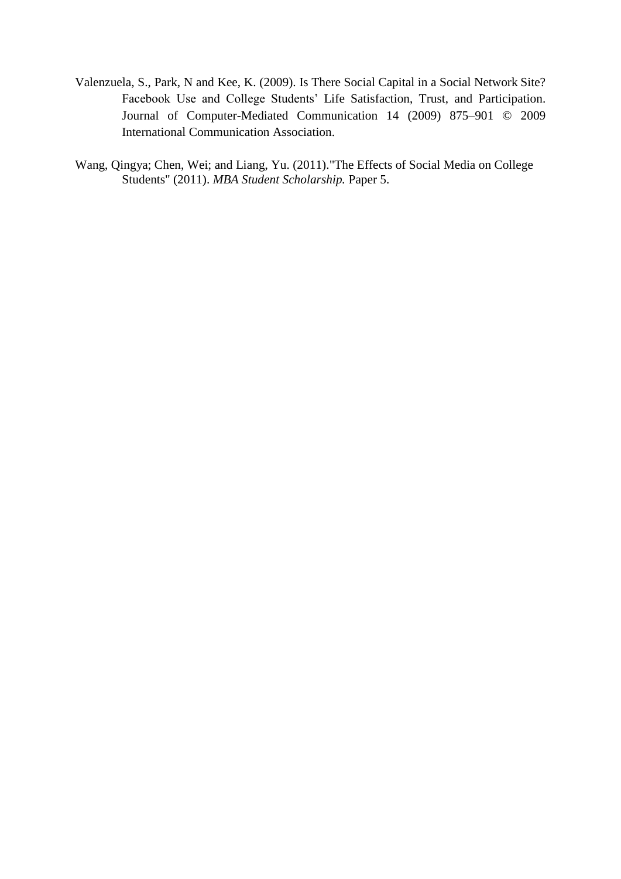Valenzuela, S., Park, N and Kee, K. (2009). Is There Social Capital in a Social Network Site? Facebook Use and College Students' Life Satisfaction, Trust, and Participation. Journal of Computer-Mediated Communication 14 (2009) 875–901 © 2009 International Communication Association.

Wang, Qingya; Chen, Wei; and Liang, Yu. (2011)."The Effects of Social Media on College Students" (2011). *MBA Student Scholarship.* Paper 5.